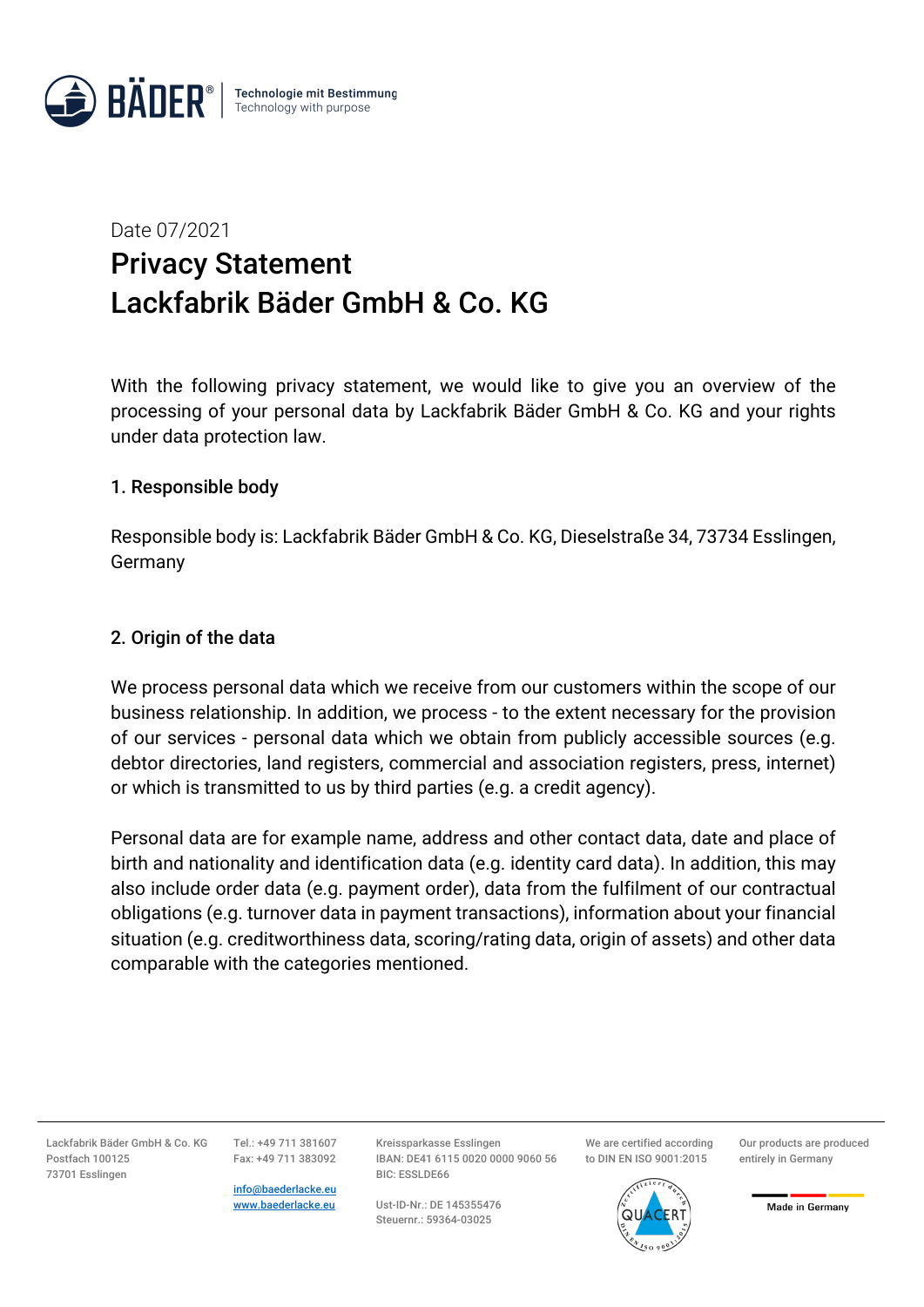Date 07/2021

# Privacy Statement
# Lackfabrik Bäder GmbH & Co. KG

With the following privacy statement, we would like to give you an overview of the processing of your personal data by Lackfabrik Bäder GmbH & Co. KG and your rights under data protection law.

## 1. Responsible body

Responsible body is: Lackfabrik Bäder GmbH & Co. KG, Dieselstraße 34, 73734 Esslingen, Germany

## 2. Origin of the data

We process personal data which we receive from our customers within the scope of our business relationship. In addition, we process - to the extent necessary for the provision of our services - personal data which we obtain from publicly accessible sources (e.g. debtor directories, land registers, commercial and association registers, press, internet) or which is transmitted to us by third parties (e.g. a credit agency).

Personal data are for example name, address and other contact data, date and place of birth and nationality and identification data (e.g. identity card data). In addition, this may also include order data (e.g. payment order), data from the fulfilment of our contractual obligations (e.g. turnover data in payment transactions), information about your financial situation (e.g. creditworthiness data, scoring/rating data, origin of assets) and other data comparable with the categories mentioned.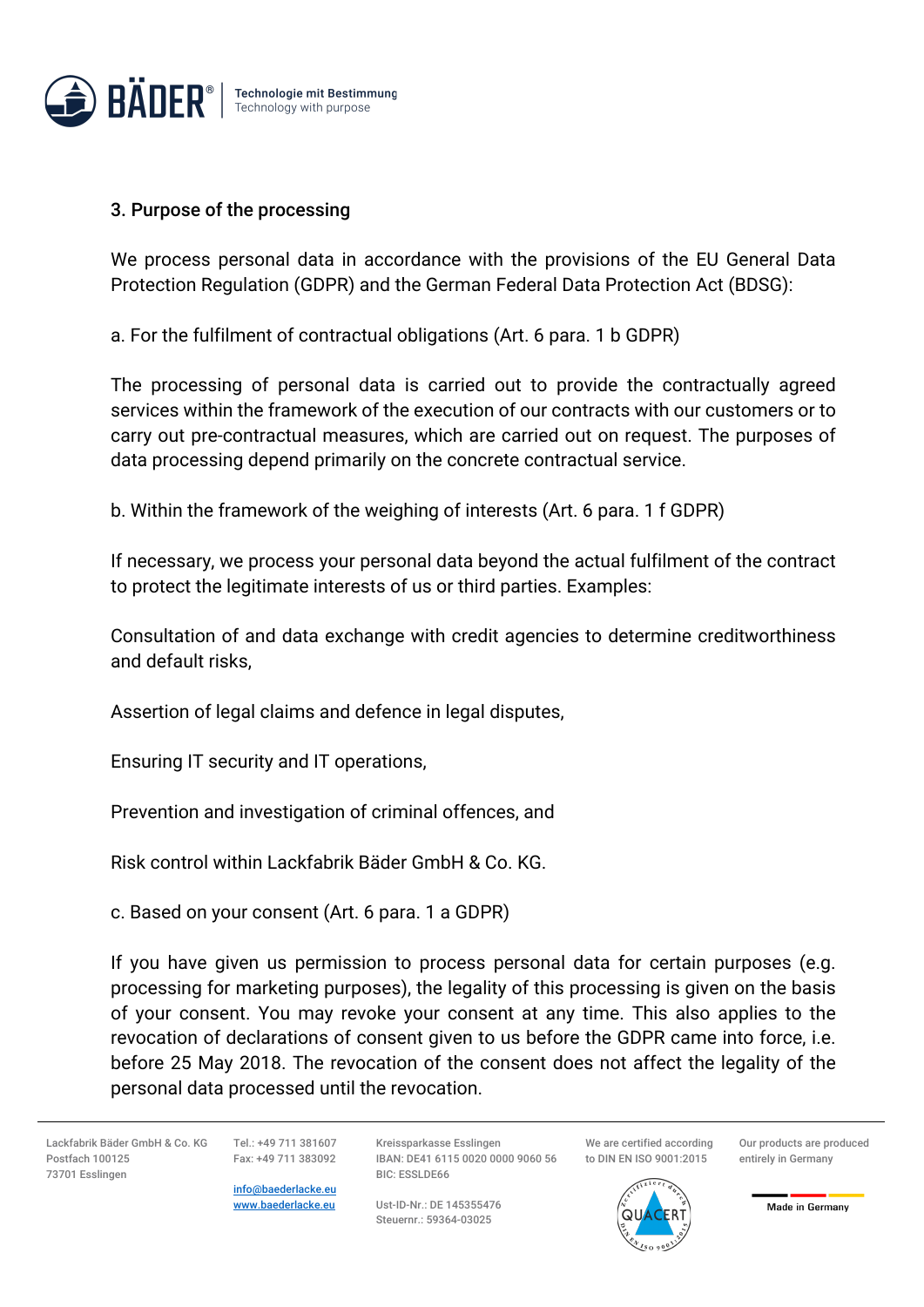## 3. Purpose of the processing

We process personal data in accordance with the provisions of the EU General Data Protection Regulation (GDPR) and the German Federal Data Protection Act (BDSG):

a. For the fulfilment of contractual obligations (Art. 6 para. 1 b GDPR)

The processing of personal data is carried out to provide the contractually agreed services within the framework of the execution of our contracts with our customers or to carry out pre-contractual measures, which are carried out on request. The purposes of data processing depend primarily on the concrete contractual service.

b. Within the framework of the weighing of interests (Art. 6 para. 1 f GDPR)

If necessary, we process your personal data beyond the actual fulfilment of the contract to protect the legitimate interests of us or third parties. Examples:

Consultation of and data exchange with credit agencies to determine creditworthiness and default risks,

Assertion of legal claims and defence in legal disputes,

Ensuring IT security and IT operations,

Prevention and investigation of criminal offences, and

Risk control within Lackfabrik Bäder GmbH & Co. KG.

c. Based on your consent (Art. 6 para. 1 a GDPR)

If you have given us permission to process personal data for certain purposes (e.g. processing for marketing purposes), the legality of this processing is given on the basis of your consent. You may revoke your consent at any time. This also applies to the revocation of declarations of consent given to us before the GDPR came into force, i.e. before 25 May 2018. The revocation of the consent does not affect the legality of the personal data processed until the revocation.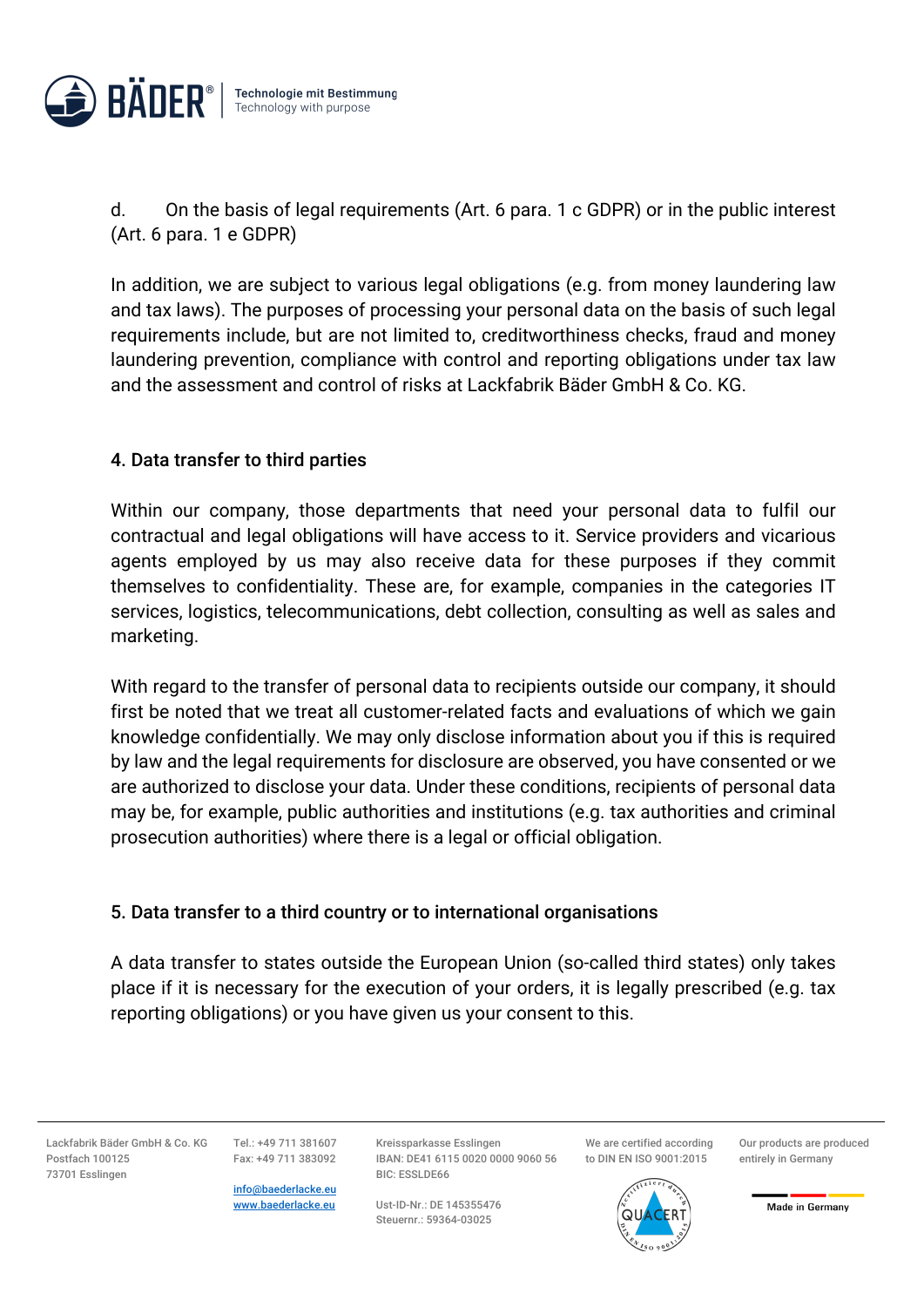d. On the basis of legal requirements (Art. 6 para. 1 c GDPR) or in the public interest (Art. 6 para. 1 e GDPR)

In addition, we are subject to various legal obligations (e.g. from money laundering law and tax laws). The purposes of processing your personal data on the basis of such legal requirements include, but are not limited to, creditworthiness checks, fraud and money laundering prevention, compliance with control and reporting obligations under tax law and the assessment and control of risks at Lackfabrik Bäder GmbH & Co. KG.

## 4. Data transfer to third parties

Within our company, those departments that need your personal data to fulfil our contractual and legal obligations will have access to it. Service providers and vicarious agents employed by us may also receive data for these purposes if they commit themselves to confidentiality. These are, for example, companies in the categories IT services, logistics, telecommunications, debt collection, consulting as well as sales and marketing.

With regard to the transfer of personal data to recipients outside our company, it should first be noted that we treat all customer-related facts and evaluations of which we gain knowledge confidentially. We may only disclose information about you if this is required by law and the legal requirements for disclosure are observed, you have consented or we are authorized to disclose your data. Under these conditions, recipients of personal data may be, for example, public authorities and institutions (e.g. tax authorities and criminal prosecution authorities) where there is a legal or official obligation.

## 5. Data transfer to a third country or to international organisations

A data transfer to states outside the European Union (so-called third states) only takes place if it is necessary for the execution of your orders, it is legally prescribed (e.g. tax reporting obligations) or you have given us your consent to this.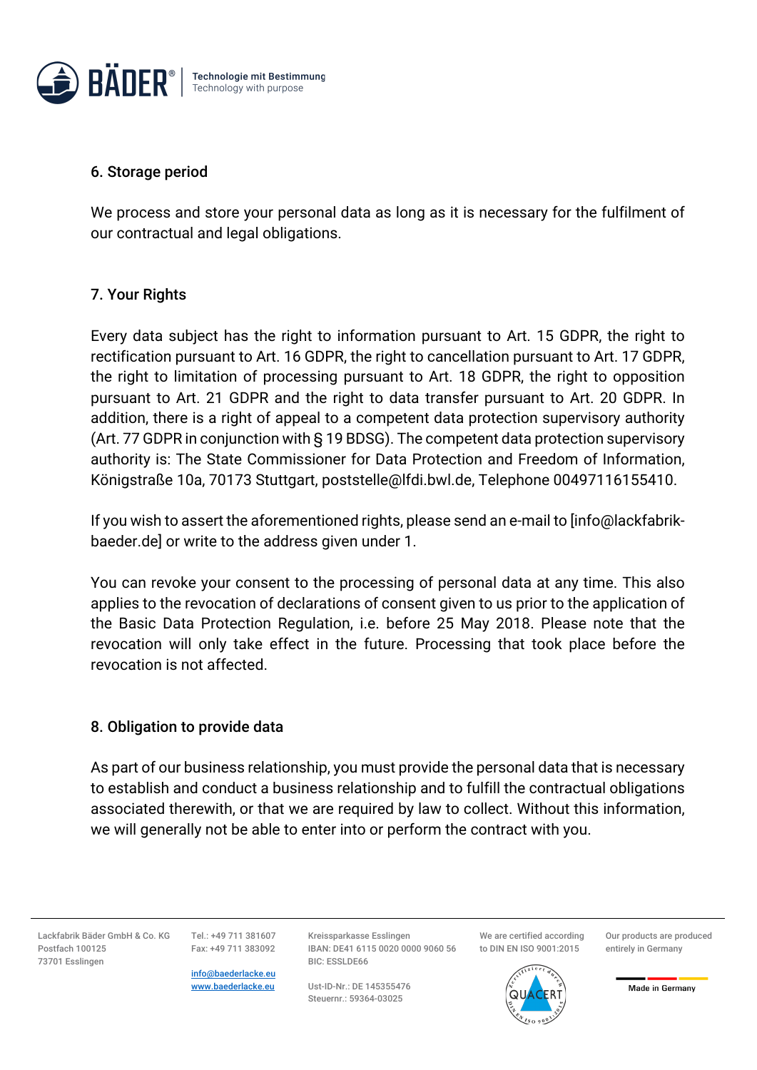## 6. Storage period

We process and store your personal data as long as it is necessary for the fulfilment of our contractual and legal obligations.

## 7. Your Rights

Every data subject has the right to information pursuant to Art. 15 GDPR, the right to rectification pursuant to Art. 16 GDPR, the right to cancellation pursuant to Art. 17 GDPR, the right to limitation of processing pursuant to Art. 18 GDPR, the right to opposition pursuant to Art. 21 GDPR and the right to data transfer pursuant to Art. 20 GDPR. In addition, there is a right of appeal to a competent data protection supervisory authority (Art. 77 GDPR in conjunction with § 19 BDSG). The competent data protection supervisory authority is: The State Commissioner for Data Protection and Freedom of Information, Königstraße 10a, 70173 Stuttgart, poststelle@lfdi.bwl.de, Telephone 00497116155410.

If you wish to assert the aforementioned rights, please send an e-mail to [info@lackfabrik-baeder.de] or write to the address given under 1.

You can revoke your consent to the processing of personal data at any time. This also applies to the revocation of declarations of consent given to us prior to the application of the Basic Data Protection Regulation, i.e. before 25 May 2018. Please note that the revocation will only take effect in the future. Processing that took place before the revocation is not affected.

## 8. Obligation to provide data

As part of our business relationship, you must provide the personal data that is necessary to establish and conduct a business relationship and to fulfill the contractual obligations associated therewith, or that we are required by law to collect. Without this information, we will generally not be able to enter into or perform the contract with you.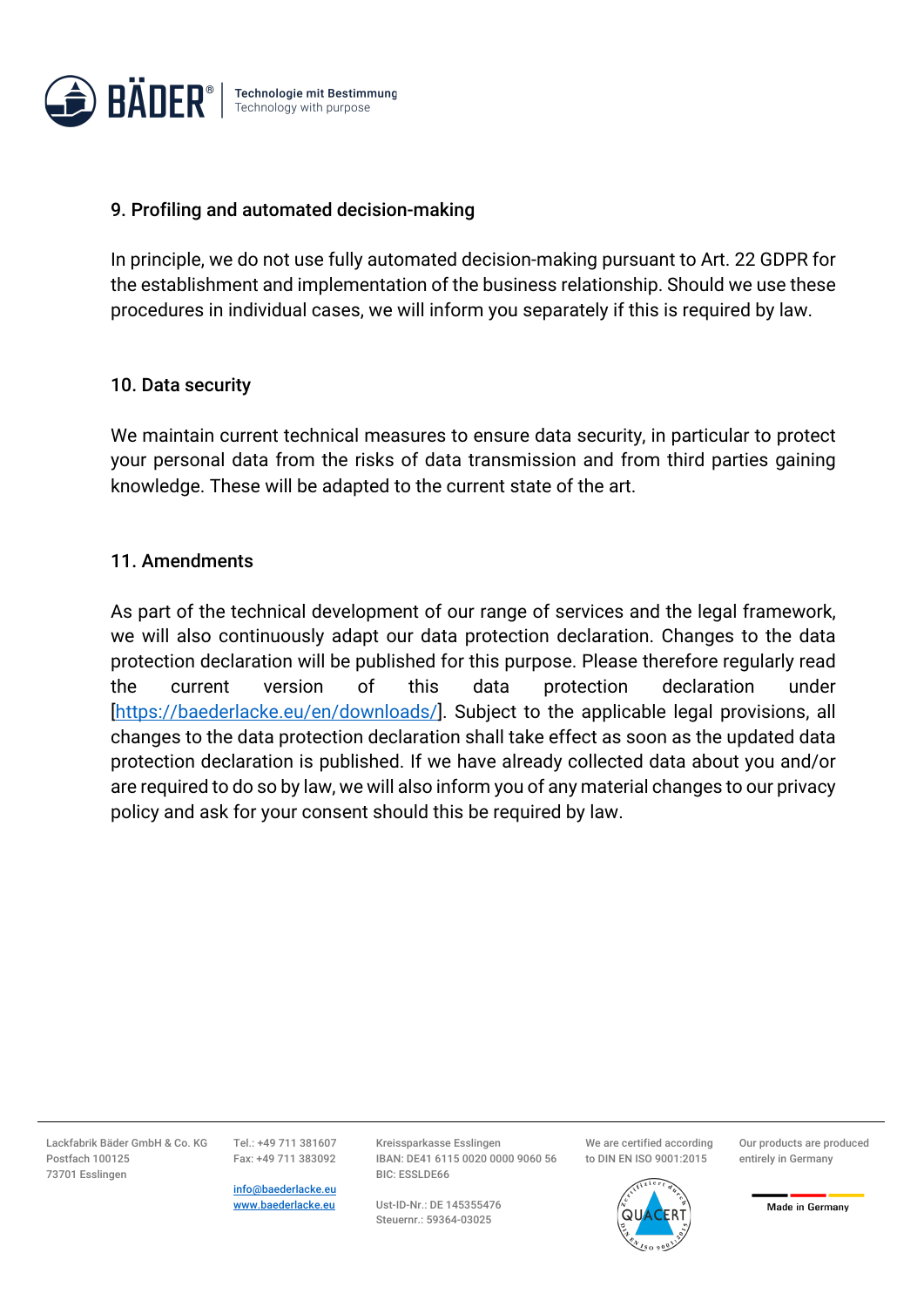## 9. Profiling and automated decision-making

In principle, we do not use fully automated decision-making pursuant to Art. 22 GDPR for the establishment and implementation of the business relationship. Should we use these procedures in individual cases, we will inform you separately if this is required by law.

## 10. Data security

We maintain current technical measures to ensure data security, in particular to protect your personal data from the risks of data transmission and from third parties gaining knowledge. These will be adapted to the current state of the art.

## 11. Amendments

As part of the technical development of our range of services and the legal framework, we will also continuously adapt our data protection declaration. Changes to the data protection declaration will be published for this purpose. Please therefore regularly read the current version of this data protection declaration under [https://baederlacke.eu/en/downloads/]. Subject to the applicable legal provisions, all changes to the data protection declaration shall take effect as soon as the updated data protection declaration is published. If we have already collected data about you and/or are required to do so by law, we will also inform you of any material changes to our privacy policy and ask for your consent should this be required by law.